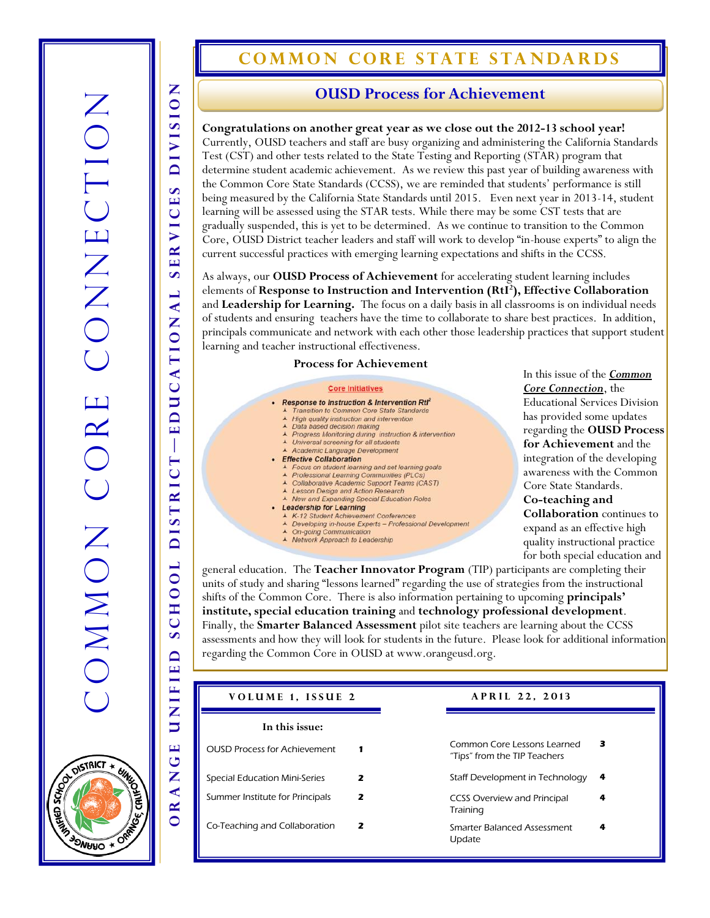# COMMON CORE CONNECTION

ORANGE UNIFIED SCHOOL DISTRICT—EDUCATIONAL SERVICES DIVISION

## COMMON CORE STATE STANDARDS

### OUSD Process for Achievement

**Congratulations on another great year as we close out the 2012-13 school year!** Currently, OUSD teachers and staff are busy organizing and administering the California Standards Test (CST) and other tests related to the State Testing and Reporting (STAR) program that determine student academic achievement. As we review this past year of building awareness with the Common Core State Standards (CCSS), we are reminded that students' performance is still being measured by the California State Standards until 2015. Even next year in 2013-14, student learning will be assessed using the STAR tests. While there may be some CST tests that are gradually suspended, this is yet to be determined. As we continue to transition to the Common Core, OUSD District teacher leaders and staff will work to develop "in-house experts" to align the current successful practices with emerging learning expectations and shifts in the CCSS.

As always, our **OUSD Process of Achievement** for accelerating student learning includes elements of **Response to Instruction and Intervention (RtI²), Effective Collaboration** and **Leadership for Learning.** The focus on a daily basis in all classrooms is on individual needs of students and ensuring teachers have the time to collaborate to share best practices. In addition, principals communicate and network with each other those leadership practices that support student learning and teacher instructional effectiveness.

**Process for Achievement**

**Core Initiatives**

- **Response to Instruction & Intervention RtI²**
  - Transition to Common Core State Standards
  - High quality instruction and intervention
  - Data based decision making
  - Progress Monitoring during instruction & intervention
  - Universal screening for all students
  - Academic Language Development
- **Effective Collaboration**
  - Focus on student learning and set learning goals
  - Professional Learning Communities (PLCs)
  - Collaborative Academic Support Teams (CAST)
  - Lesson Design and Action Research
  - New and Expanding Special Education Roles
- **Leadership for Learning**
  - K-12 Student Achievement Conferences
  - Developing in-house Experts – Professional Development
  - On-going Communication
  - Network Approach to Leadership

In this issue of the ***Common Core Connection***, the Educational Services Division has provided some updates regarding the **OUSD Process for Achievement** and the integration of the developing awareness with the Common Core State Standards. **Co-teaching and Collaboration** continues to expand as an effective high quality instructional practice for both special education and general education. The **Teacher Innovator Program** (TIP) participants are completing their units of study and sharing "lessons learned" regarding the use of strategies from the instructional shifts of the Common Core. There is also information pertaining to upcoming **principals' institute, special education training** and **technology professional development**. Finally, the **Smarter Balanced Assessment** pilot site teachers are learning about the CCSS assessments and how they will look for students in the future. Please look for additional information regarding the Common Core in OUSD at www.orangeusd.org.

**VOLUME 1, ISSUE 2** — **APRIL 22, 2013**

**In this issue:**

| Article | Page |
|---|---|
| OUSD Process for Achievement | 1 |
| Special Education Mini-Series | 2 |
| Summer Institute for Principals | 2 |
| Co-Teaching and Collaboration | 2 |
| Common Core Lessons Learned "Tips" from the TIP Teachers | 3 |
| Staff Development in Technology | 4 |
| CCSS Overview and Principal Training | 4 |
| Smarter Balanced Assessment Update | 4 |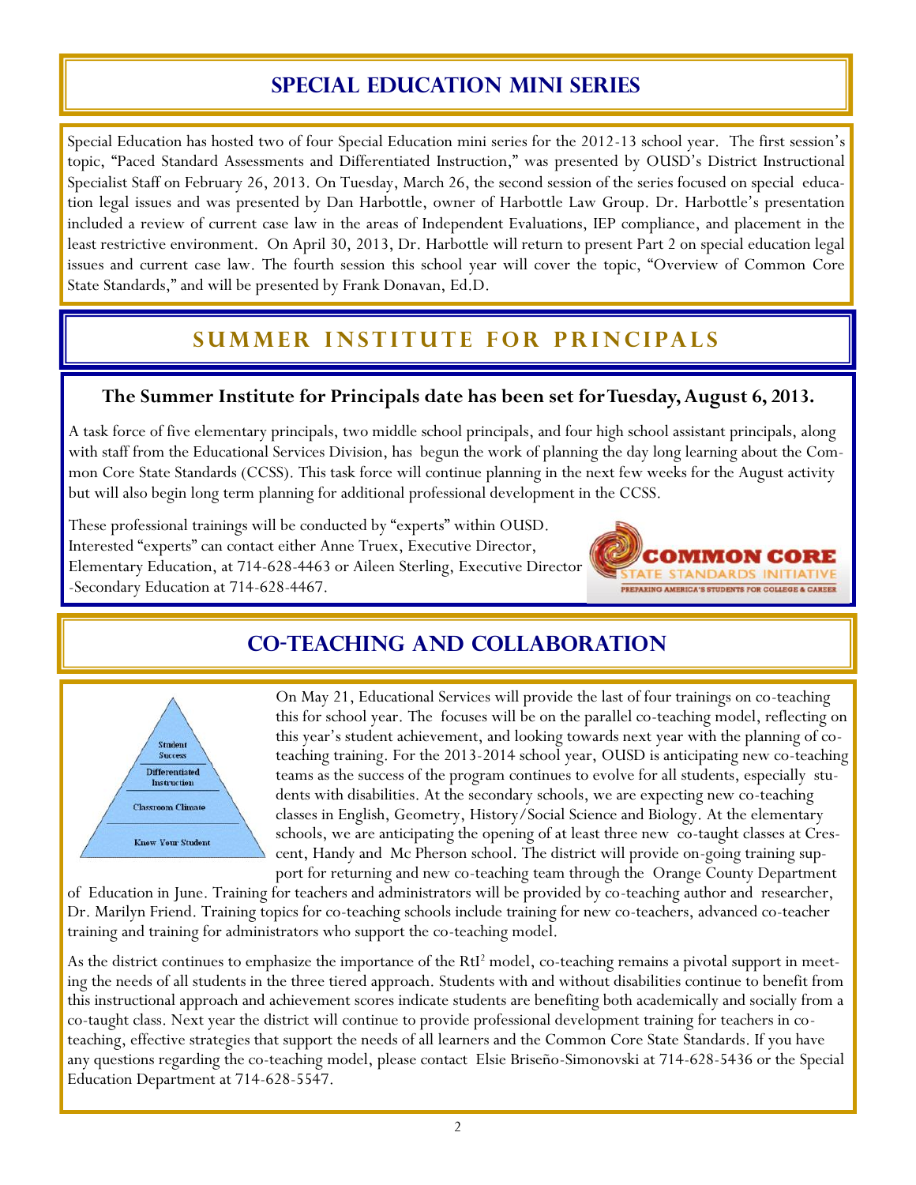## SPECIAL EDUCATION MINI SERIES

Special Education has hosted two of four Special Education mini series for the 2012-13 school year. The first session's topic, "Paced Standard Assessments and Differentiated Instruction," was presented by OUSD's District Instructional Specialist Staff on February 26, 2013. On Tuesday, March 26, the second session of the series focused on special education legal issues and was presented by Dan Harbottle, owner of Harbottle Law Group. Dr. Harbottle's presentation included a review of current case law in the areas of Independent Evaluations, IEP compliance, and placement in the least restrictive environment. On April 30, 2013, Dr. Harbottle will return to present Part 2 on special education legal issues and current case law. The fourth session this school year will cover the topic, "Overview of Common Core State Standards," and will be presented by Frank Donavan, Ed.D.

## SUMMER INSTITUTE FOR PRINCIPALS

**The Summer Institute for Principals date has been set for Tuesday, August 6, 2013.**

A task force of five elementary principals, two middle school principals, and four high school assistant principals, along with staff from the Educational Services Division, has begun the work of planning the day long learning about the Common Core State Standards (CCSS). This task force will continue planning in the next few weeks for the August activity but will also begin long term planning for additional professional development in the CCSS.

These professional trainings will be conducted by "experts" within OUSD. Interested "experts" can contact either Anne Truex, Executive Director, Elementary Education, at 714-628-4463 or Aileen Sterling, Executive Director -Secondary Education at 714-628-4467.

COMMON CORE STATE STANDARDS INITIATIVE
PREPARING AMERICA'S STUDENTS FOR COLLEGE & CAREER

## CO-TEACHING AND COLLABORATION

Student Success
Differentiated Instruction
Classroom Climate
Know Your Student

On May 21, Educational Services will provide the last of four trainings on co-teaching this for school year. The focuses will be on the parallel co-teaching model, reflecting on this year's student achievement, and looking towards next year with the planning of co-teaching training. For the 2013-2014 school year, OUSD is anticipating new co-teaching teams as the success of the program continues to evolve for all students, especially students with disabilities. At the secondary schools, we are expecting new co-teaching classes in English, Geometry, History/Social Science and Biology. At the elementary schools, we are anticipating the opening of at least three new co-taught classes at Crescent, Handy and Mc Pherson school. The district will provide on-going training support for returning and new co-teaching team through the Orange County Department of Education in June. Training for teachers and administrators will be provided by co-teaching author and researcher, Dr. Marilyn Friend. Training topics for co-teaching schools include training for new co-teachers, advanced co-teacher training and training for administrators who support the co-teaching model.

As the district continues to emphasize the importance of the RtI$^2$ model, co-teaching remains a pivotal support in meeting the needs of all students in the three tiered approach. Students with and without disabilities continue to benefit from this instructional approach and achievement scores indicate students are benefiting both academically and socially from a co-taught class. Next year the district will continue to provide professional development training for teachers in co-teaching, effective strategies that support the needs of all learners and the Common Core State Standards. If you have any questions regarding the co-teaching model, please contact Elsie Briseño-Simonovski at 714-628-5436 or the Special Education Department at 714-628-5547.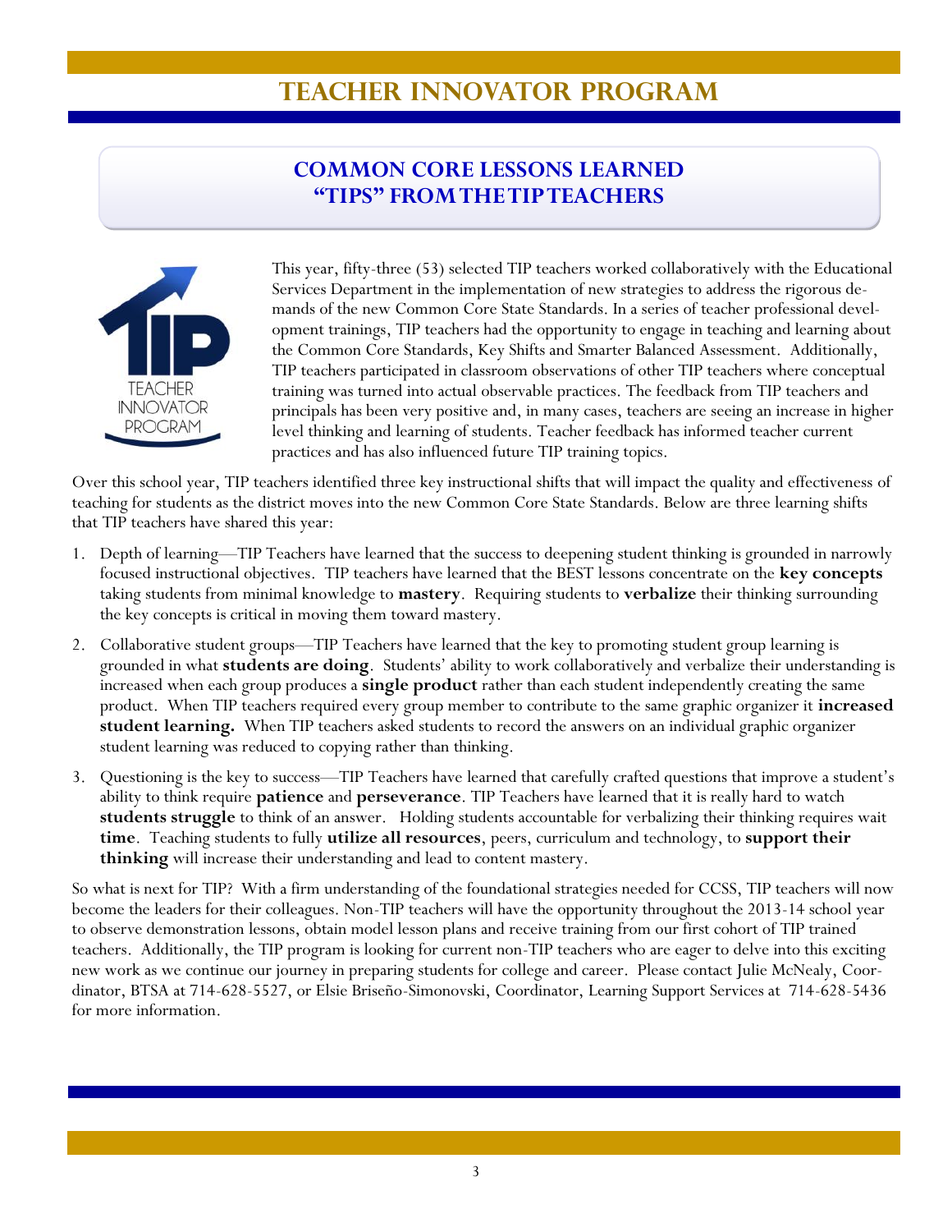# TEACHER INNOVATOR PROGRAM

## COMMON CORE LESSONS LEARNED
## "TIPS" FROM THE TIP TEACHERS

This year, fifty-three (53) selected TIP teachers worked collaboratively with the Educational Services Department in the implementation of new strategies to address the rigorous demands of the new Common Core State Standards. In a series of teacher professional development trainings, TIP teachers had the opportunity to engage in teaching and learning about the Common Core Standards, Key Shifts and Smarter Balanced Assessment. Additionally, TIP teachers participated in classroom observations of other TIP teachers where conceptual training was turned into actual observable practices. The feedback from TIP teachers and principals has been very positive and, in many cases, teachers are seeing an increase in higher level thinking and learning of students. Teacher feedback has informed teacher current practices and has also influenced future TIP training topics.

Over this school year, TIP teachers identified three key instructional shifts that will impact the quality and effectiveness of teaching for students as the district moves into the new Common Core State Standards. Below are three learning shifts that TIP teachers have shared this year:

1. Depth of learning—TIP Teachers have learned that the success to deepening student thinking is grounded in narrowly focused instructional objectives. TIP teachers have learned that the BEST lessons concentrate on the **key concepts** taking students from minimal knowledge to **mastery**. Requiring students to **verbalize** their thinking surrounding the key concepts is critical in moving them toward mastery.

2. Collaborative student groups—TIP Teachers have learned that the key to promoting student group learning is grounded in what **students are doing**. Students' ability to work collaboratively and verbalize their understanding is increased when each group produces a **single product** rather than each student independently creating the same product. When TIP teachers required every group member to contribute to the same graphic organizer it **increased student learning.** When TIP teachers asked students to record the answers on an individual graphic organizer student learning was reduced to copying rather than thinking.

3. Questioning is the key to success—TIP Teachers have learned that carefully crafted questions that improve a student's ability to think require **patience** and **perseverance**. TIP Teachers have learned that it is really hard to watch **students struggle** to think of an answer. Holding students accountable for verbalizing their thinking requires wait **time**. Teaching students to fully **utilize all resources**, peers, curriculum and technology, to **support their thinking** will increase their understanding and lead to content mastery.

So what is next for TIP? With a firm understanding of the foundational strategies needed for CCSS, TIP teachers will now become the leaders for their colleagues. Non-TIP teachers will have the opportunity throughout the 2013-14 school year to observe demonstration lessons, obtain model lesson plans and receive training from our first cohort of TIP trained teachers. Additionally, the TIP program is looking for current non-TIP teachers who are eager to delve into this exciting new work as we continue our journey in preparing students for college and career. Please contact Julie McNealy, Coordinator, BTSA at 714-628-5527, or Elsie Briseño-Simonovski, Coordinator, Learning Support Services at 714-628-5436 for more information.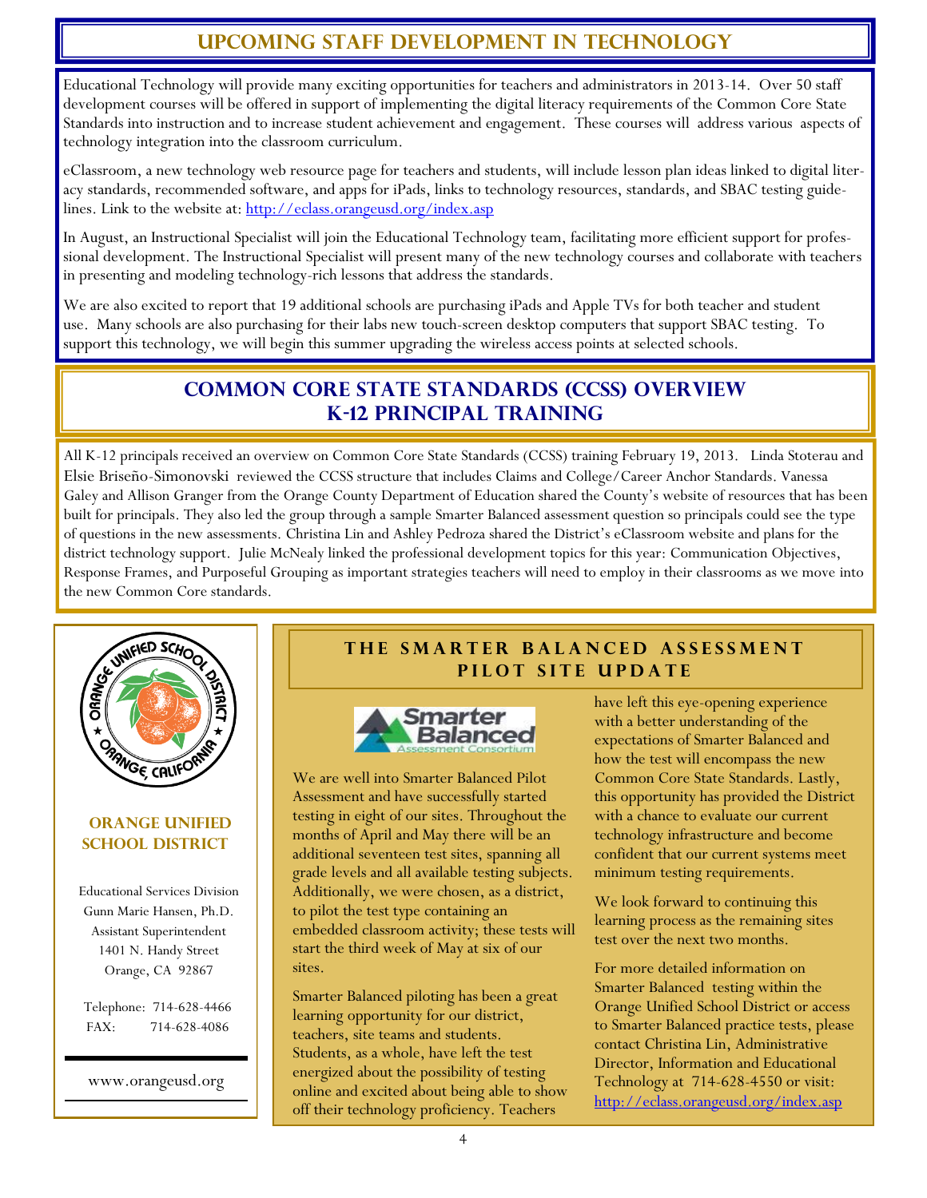## UPCOMING STAFF DEVELOPMENT IN TECHNOLOGY

Educational Technology will provide many exciting opportunities for teachers and administrators in 2013-14. Over 50 staff development courses will be offered in support of implementing the digital literacy requirements of the Common Core State Standards into instruction and to increase student achievement and engagement. These courses will address various aspects of technology integration into the classroom curriculum.

eClassroom, a new technology web resource page for teachers and students, will include lesson plan ideas linked to digital literacy standards, recommended software, and apps for iPads, links to technology resources, standards, and SBAC testing guidelines. Link to the website at: http://eclass.orangeusd.org/index.asp

In August, an Instructional Specialist will join the Educational Technology team, facilitating more efficient support for professional development. The Instructional Specialist will present many of the new technology courses and collaborate with teachers in presenting and modeling technology-rich lessons that address the standards.

We are also excited to report that 19 additional schools are purchasing iPads and Apple TVs for both teacher and student use. Many schools are also purchasing for their labs new touch-screen desktop computers that support SBAC testing. To support this technology, we will begin this summer upgrading the wireless access points at selected schools.

## COMMON CORE STATE STANDARDS (CCSS) OVERVIEW K-12 PRINCIPAL TRAINING

All K-12 principals received an overview on Common Core State Standards (CCSS) training February 19, 2013. Linda Stoterau and Elsie Briseño-Simonovski reviewed the CCSS structure that includes Claims and College/Career Anchor Standards. Vanessa Galey and Allison Granger from the Orange County Department of Education shared the County's website of resources that has been built for principals. They also led the group through a sample Smarter Balanced assessment question so principals could see the type of questions in the new assessments. Christina Lin and Ashley Pedroza shared the District's eClassroom website and plans for the district technology support. Julie McNealy linked the professional development topics for this year: Communication Objectives, Response Frames, and Purposeful Grouping as important strategies teachers will need to employ in their classrooms as we move into the new Common Core standards.

**ORANGE UNIFIED SCHOOL DISTRICT**

Educational Services Division
Gunn Marie Hansen, Ph.D.
Assistant Superintendent
1401 N. Handy Street
Orange, CA 92867

Telephone: 714-628-4466
FAX: 714-628-4086

www.orangeusd.org

## THE SMARTER BALANCED ASSESSMENT PILOT SITE UPDATE

We are well into Smarter Balanced Pilot Assessment and have successfully started testing in eight of our sites. Throughout the months of April and May there will be an additional seventeen test sites, spanning all grade levels and all available testing subjects. Additionally, we were chosen, as a district, to pilot the test type containing an embedded classroom activity; these tests will start the third week of May at six of our sites.

Smarter Balanced piloting has been a great learning opportunity for our district, teachers, site teams and students. Students, as a whole, have left the test energized about the possibility of testing online and excited about being able to show off their technology proficiency. Teachers have left this eye-opening experience with a better understanding of the expectations of Smarter Balanced and how the test will encompass the new Common Core State Standards. Lastly, this opportunity has provided the District with a chance to evaluate our current technology infrastructure and become confident that our current systems meet minimum testing requirements.

We look forward to continuing this learning process as the remaining sites test over the next two months.

For more detailed information on Smarter Balanced testing within the Orange Unified School District or access to Smarter Balanced practice tests, please contact Christina Lin, Administrative Director, Information and Educational Technology at 714-628-4550 or visit: http://eclass.orangeusd.org/index.asp